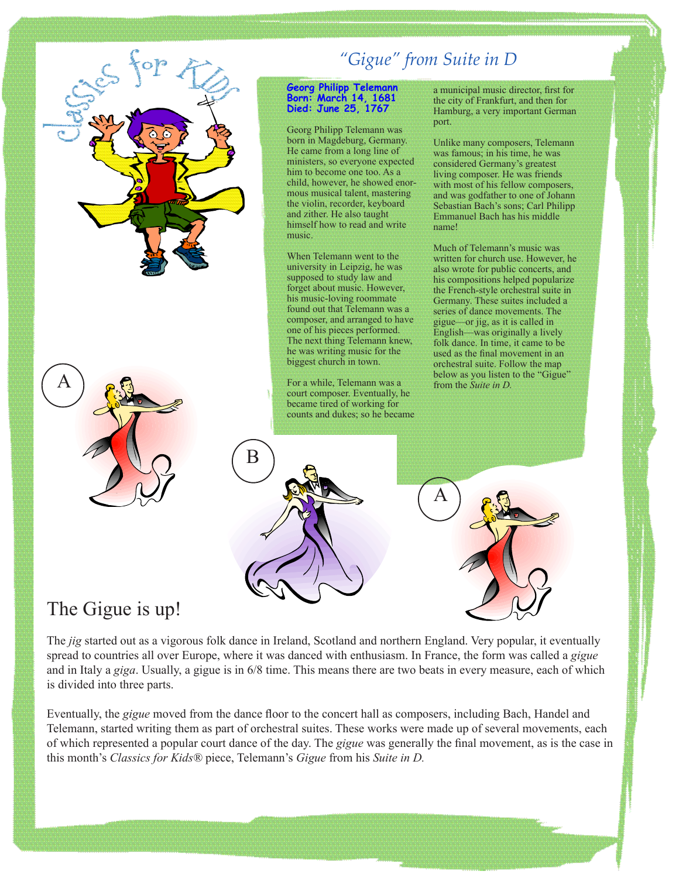Classics for Kids

# "Gigue" from Suite in D

**Georg Philipp Telemann**
**Born: March 14, 1681**
**Died: June 25, 1767**

Georg Philipp Telemann was born in Magdeburg, Germany. He came from a long line of ministers, so everyone expected him to become one too. As a child, however, he showed enormous musical talent, mastering the violin, recorder, keyboard and zither. He also taught himself how to read and write music.

When Telemann went to the university in Leipzig, he was supposed to study law and forget about music. However, his music-loving roommate found out that Telemann was a composer, and arranged to have one of his pieces performed. The next thing Telemann knew, he was writing music for the biggest church in town.

For a while, Telemann was a court composer. Eventually, he became tired of working for counts and dukes; so he became a municipal music director, first for the city of Frankfurt, and then for Hamburg, a very important German port.

Unlike many composers, Telemann was famous; in his time, he was considered Germany's greatest living composer. He was friends with most of his fellow composers, and was godfather to one of Johann Sebastian Bach's sons; Carl Philipp Emmanuel Bach has his middle name!

Much of Telemann's music was written for church use. However, he also wrote for public concerts, and his compositions helped popularize the French-style orchestral suite in Germany. These suites included a series of dance movements. The gigue—or jig, as it is called in English—was originally a lively folk dance. In time, it came to be used as the final movement in an orchestral suite. Follow the map below as you listen to the "Gigue" from the *Suite in D.*

A

B

A

## The Gigue is up!

The *jig* started out as a vigorous folk dance in Ireland, Scotland and northern England. Very popular, it eventually spread to countries all over Europe, where it was danced with enthusiasm. In France, the form was called a *gigue* and in Italy a *giga*. Usually, a gigue is in 6/8 time. This means there are two beats in every measure, each of which is divided into three parts.

Eventually, the *gigue* moved from the dance floor to the concert hall as composers, including Bach, Handel and Telemann, started writing them as part of orchestral suites. These works were made up of several movements, each of which represented a popular court dance of the day. The *gigue* was generally the final movement, as is the case in this month's *Classics for Kids®* piece, Telemann's *Gigue* from his *Suite in D.*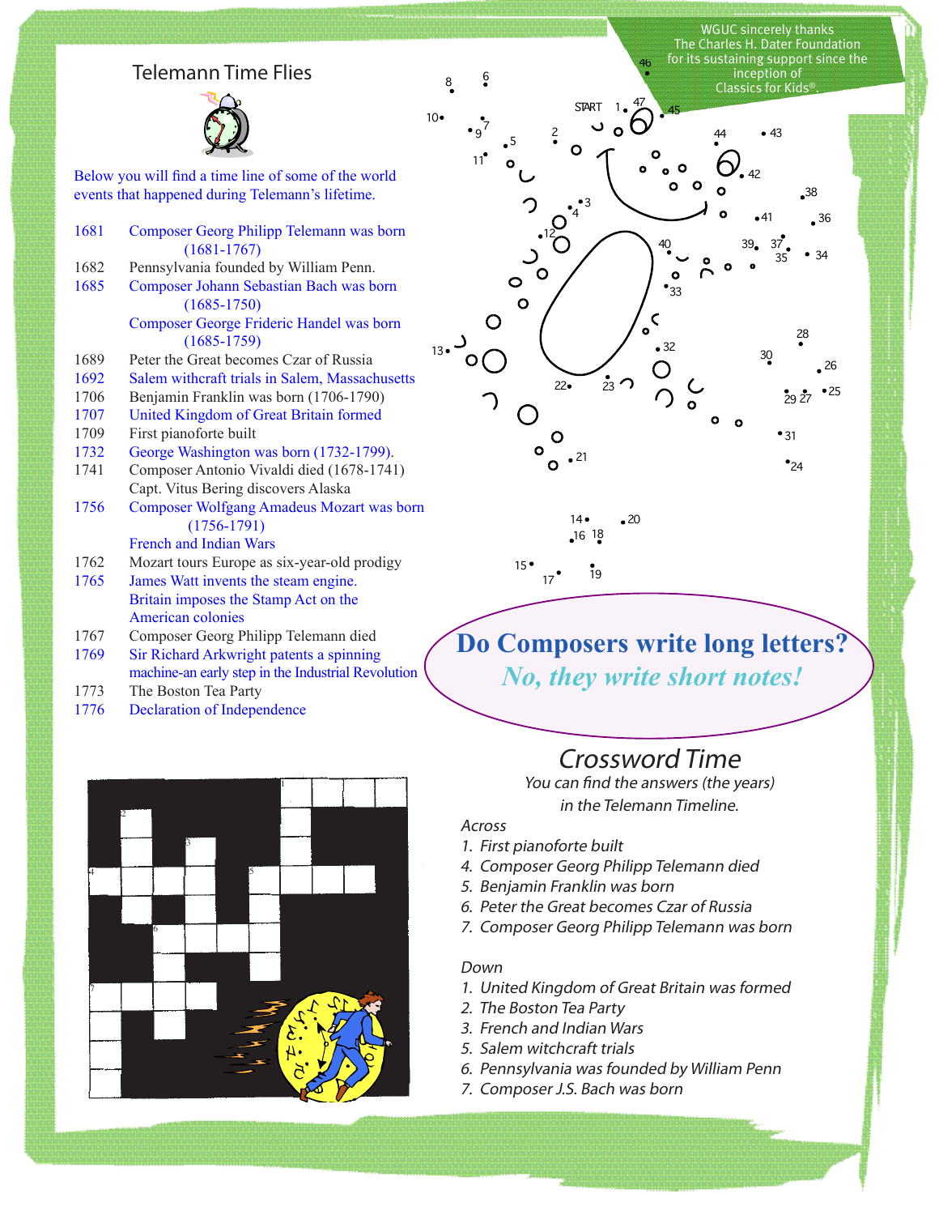## Telemann Time Flies

Below you will find a time line of some of the world events that happened during Telemann's lifetime.

| | |
|---|---|
| 1681 | Composer Georg Philipp Telemann was born (1681-1767) |
| 1682 | Pennsylvania founded by William Penn. |
| 1685 | Composer Johann Sebastian Bach was born (1685-1750) |
| | Composer George Frideric Handel was born (1685-1759) |
| 1689 | Peter the Great becomes Czar of Russia |
| 1692 | Salem withcraft trials in Salem, Massachusetts |
| 1706 | Benjamin Franklin was born (1706-1790) |
| 1707 | United Kingdom of Great Britain formed |
| 1709 | First pianoforte built |
| 1732 | George Washington was born (1732-1799). |
| 1741 | Composer Antonio Vivaldi died (1678-1741) |
| | Capt. Vitus Bering discovers Alaska |
| 1756 | Composer Wolfgang Amadeus Mozart was born (1756-1791) |
| | French and Indian Wars |
| 1762 | Mozart tours Europe as six-year-old prodigy |
| 1765 | James Watt invents the steam engine. |
| | Britain imposes the Stamp Act on the American colonies |
| 1767 | Composer Georg Philipp Telemann died |
| 1769 | Sir Richard Arkwright patents a spinning machine-an early step in the Industrial Revolution |
| 1773 | The Boston Tea Party |
| 1776 | Declaration of Independence |

WGUC sincerely thanks The Charles H. Dater Foundation for its sustaining support since the inception of Classics for Kids®.

START

**Do Composers write long letters?**

***No, they write short notes!***

## Crossword Time

*You can find the answers (the years) in the Telemann Timeline.*

*Across*

1. First pianoforte built
4. Composer Georg Philipp Telemann died
5. Benjamin Franklin was born
6. Peter the Great becomes Czar of Russia
7. Composer Georg Philipp Telemann was born

*Down*

1. United Kingdom of Great Britain was formed
2. The Boston Tea Party
3. French and Indian Wars
5. Salem witchcraft trials
6. Pennsylvania was founded by William Penn
7. Composer J.S. Bach was born